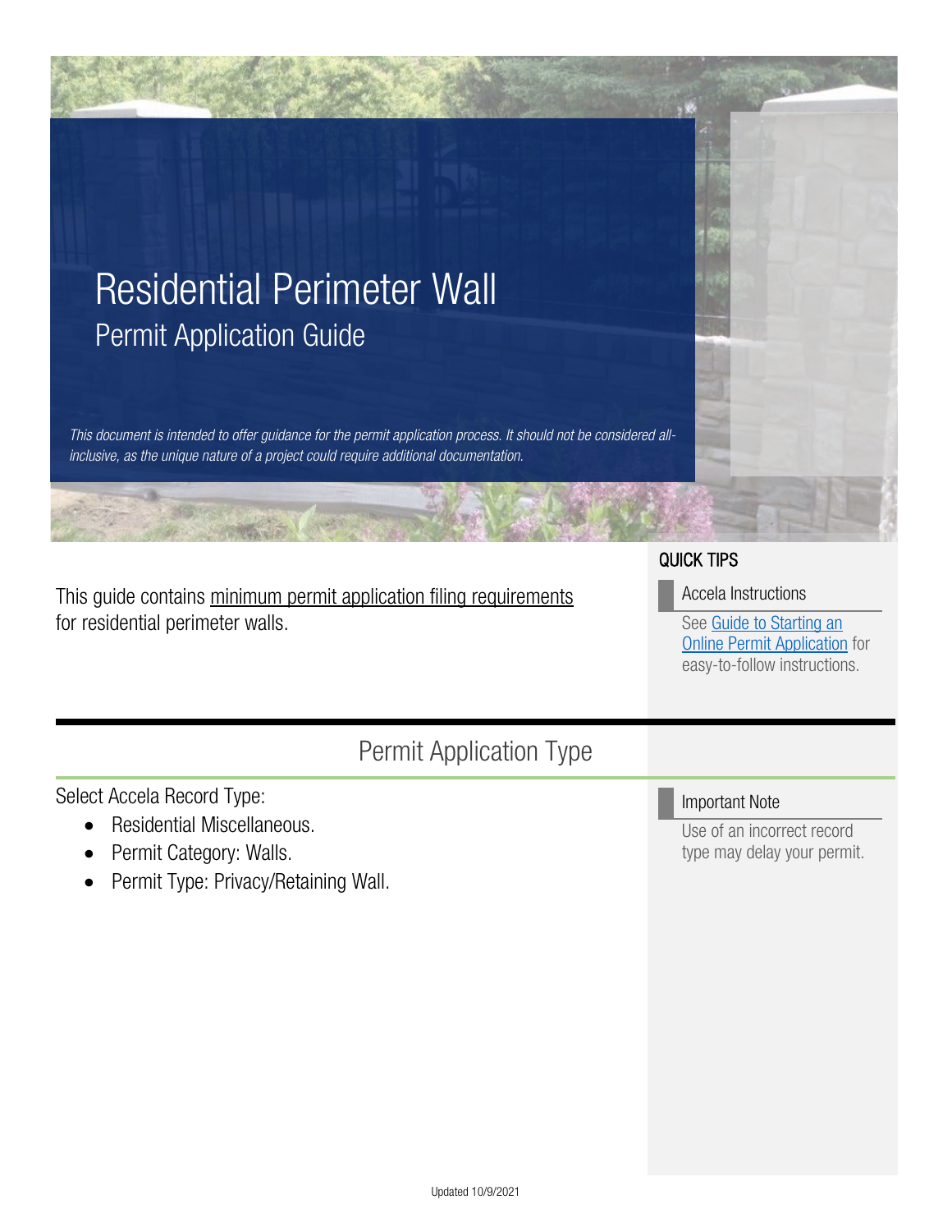# Residential Perimeter Wall

## Permit Application Guide

*This document is intended to offer guidance for the permit application process. It should not be considered all-inclusive, as the unique nature of a project could require additional documentation.*

This guide contains minimum permit application filing requirements for residential perimeter walls.

### QUICK TIPS

**Accela Instructions**

See Guide to Starting an Online Permit Application for easy-to-follow instructions.

## Permit Application Type

Select Accela Record Type:

- Residential Miscellaneous.
- Permit Category: Walls.
- Permit Type: Privacy/Retaining Wall.

**Important Note**

Use of an incorrect record type may delay your permit.

Updated 10/9/2021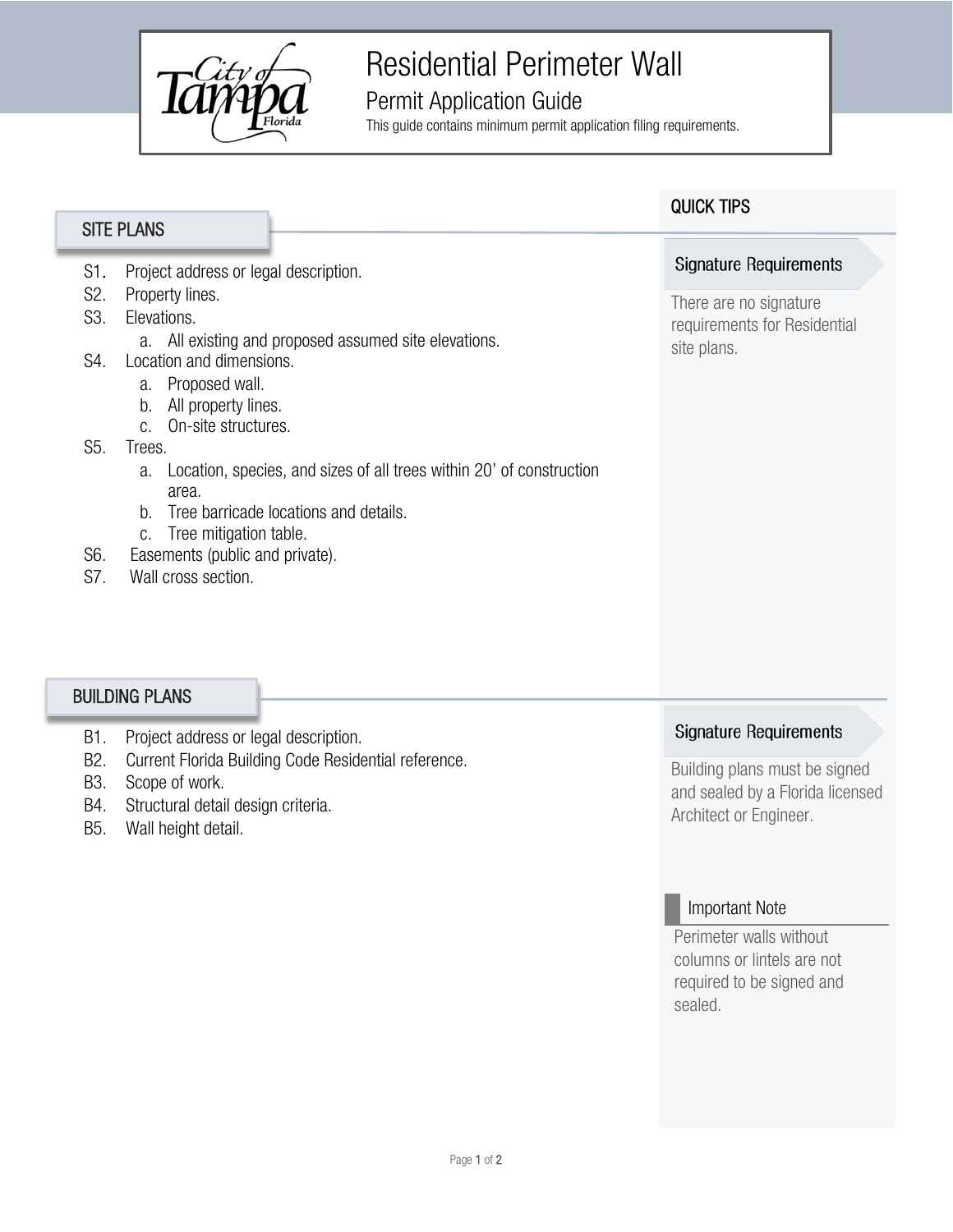# Residential Perimeter Wall

## Permit Application Guide

This guide contains minimum permit application filing requirements.

## SITE PLANS

S1. Project address or legal description.

S2. Property lines.

S3. Elevations.

  a. All existing and proposed assumed site elevations.

S4. Location and dimensions.

  a. Proposed wall.

  b. All property lines.

  c. On-site structures.

S5. Trees.

  a. Location, species, and sizes of all trees within 20' of construction area.

  b. Tree barricade locations and details.

  c. Tree mitigation table.

S6. Easements (public and private).

S7. Wall cross section.

## BUILDING PLANS

B1. Project address or legal description.

B2. Current Florida Building Code Residential reference.

B3. Scope of work.

B4. Structural detail design criteria.

B5. Wall height detail.

## QUICK TIPS

### Signature Requirements

There are no signature requirements for Residential site plans.

### Signature Requirements

Building plans must be signed and sealed by a Florida licensed Architect or Engineer.

### Important Note

Perimeter walls without columns or lintels are not required to be signed and sealed.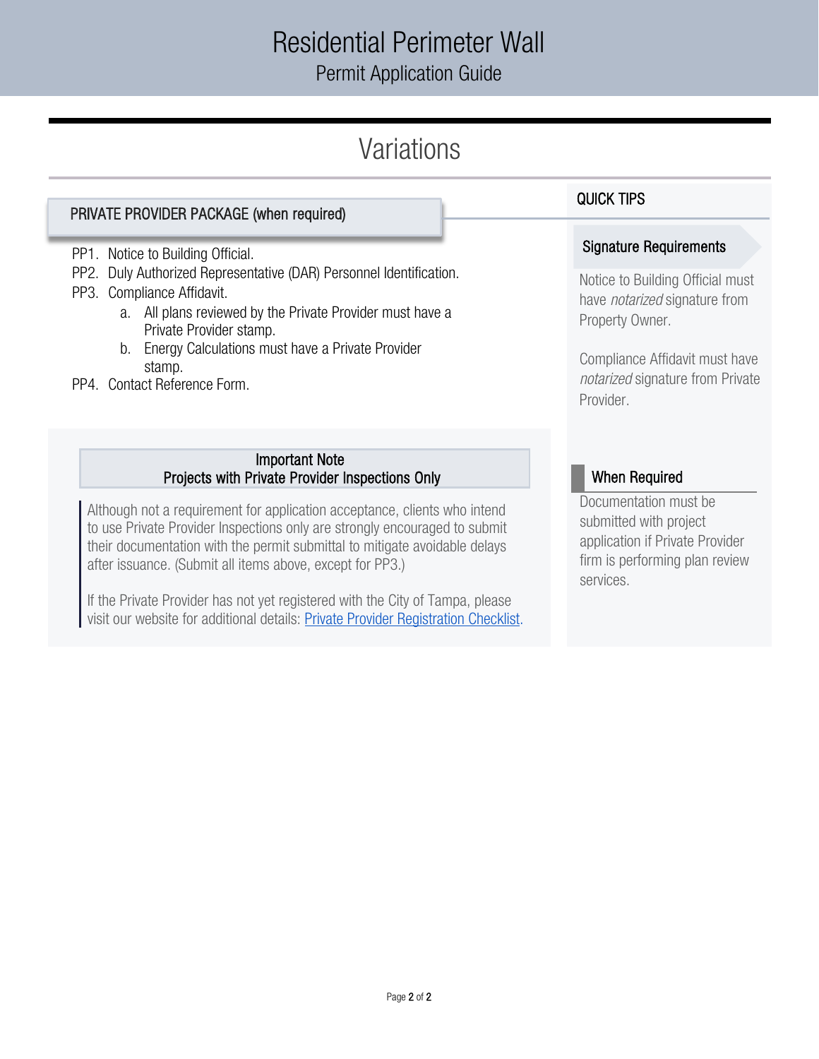# Residential Perimeter Wall

Permit Application Guide

## Variations

### PRIVATE PROVIDER PACKAGE (when required)

PP1. Notice to Building Official.
PP2. Duly Authorized Representative (DAR) Personnel Identification.
PP3. Compliance Affidavit.
  a. All plans reviewed by the Private Provider must have a Private Provider stamp.
  b. Energy Calculations must have a Private Provider stamp.
PP4. Contact Reference Form.

#### Important Note
#### Projects with Private Provider Inspections Only

Although not a requirement for application acceptance, clients who intend to use Private Provider Inspections only are strongly encouraged to submit their documentation with the permit submittal to mitigate avoidable delays after issuance. (Submit all items above, except for PP3.)

If the Private Provider has not yet registered with the City of Tampa, please visit our website for additional details: Private Provider Registration Checklist.

### QUICK TIPS

#### Signature Requirements

Notice to Building Official must have *notarized* signature from Property Owner.

Compliance Affidavit must have *notarized* signature from Private Provider.

#### When Required

Documentation must be submitted with project application if Private Provider firm is performing plan review services.